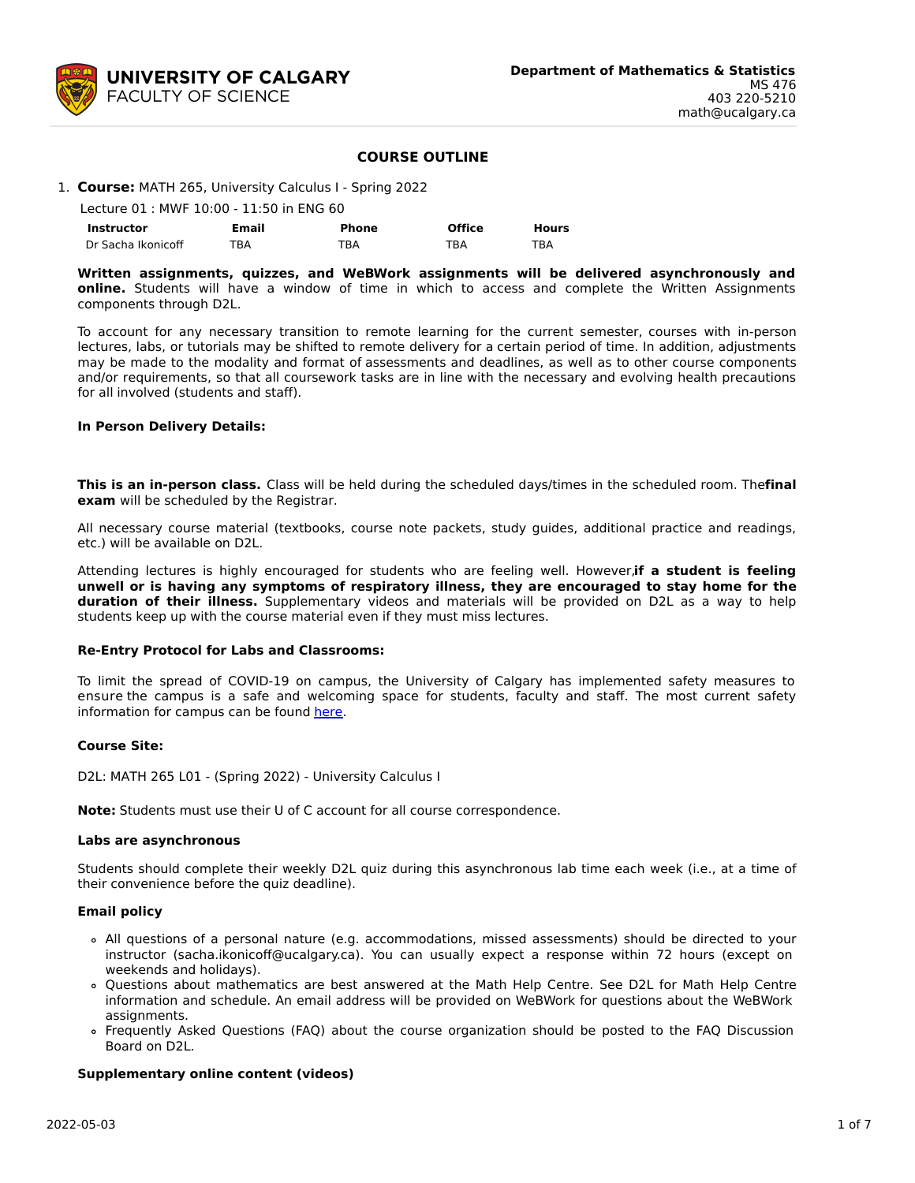**UNIVERSITY OF CALGARY**
FACULTY OF SCIENCE

**Department of Mathematics & Statistics**
MS 476
403 220-5210
math@ucalgary.ca

# COURSE OUTLINE

1. **Course:** MATH 265, University Calculus I - Spring 2022

   Lecture 01 : MWF 10:00 - 11:50 in ENG 60

   | Instructor | Email | Phone | Office | Hours |
   | --- | --- | --- | --- | --- |
   | Dr Sacha Ikonicoff | TBA | TBA | TBA | TBA |

   **Written assignments, quizzes, and WeBWork assignments will be delivered asynchronously and online.** Students will have a window of time in which to access and complete the Written Assignments components through D2L.

   To account for any necessary transition to remote learning for the current semester, courses with in-person lectures, labs, or tutorials may be shifted to remote delivery for a certain period of time. In addition, adjustments may be made to the modality and format of assessments and deadlines, as well as to other course components and/or requirements, so that all coursework tasks are in line with the necessary and evolving health precautions for all involved (students and staff).

   **In Person Delivery Details:**

   **This is an in-person class.** Class will be held during the scheduled days/times in the scheduled room. The **final exam** will be scheduled by the Registrar.

   All necessary course material (textbooks, course note packets, study guides, additional practice and readings, etc.) will be available on D2L.

   Attending lectures is highly encouraged for students who are feeling well. However, **if a student is feeling unwell or is having any symptoms of respiratory illness, they are encouraged to stay home for the duration of their illness.** Supplementary videos and materials will be provided on D2L as a way to help students keep up with the course material even if they must miss lectures.

   **Re-Entry Protocol for Labs and Classrooms:**

   To limit the spread of COVID-19 on campus, the University of Calgary has implemented safety measures to ensure the campus is a safe and welcoming space for students, faculty and staff. The most current safety information for campus can be found here.

   **Course Site:**

   D2L: MATH 265 L01 - (Spring 2022) - University Calculus I

   **Note:** Students must use their U of C account for all course correspondence.

   **Labs are asynchronous**

   Students should complete their weekly D2L quiz during this asynchronous lab time each week (i.e., at a time of their convenience before the quiz deadline).

   **Email policy**

   - All questions of a personal nature (e.g. accommodations, missed assessments) should be directed to your instructor (sacha.ikonicoff@ucalgary.ca). You can usually expect a response within 72 hours (except on weekends and holidays).
   - Questions about mathematics are best answered at the Math Help Centre. See D2L for Math Help Centre information and schedule. An email address will be provided on WeBWork for questions about the WeBWork assignments.
   - Frequently Asked Questions (FAQ) about the course organization should be posted to the FAQ Discussion Board on D2L.

   **Supplementary online content (videos)**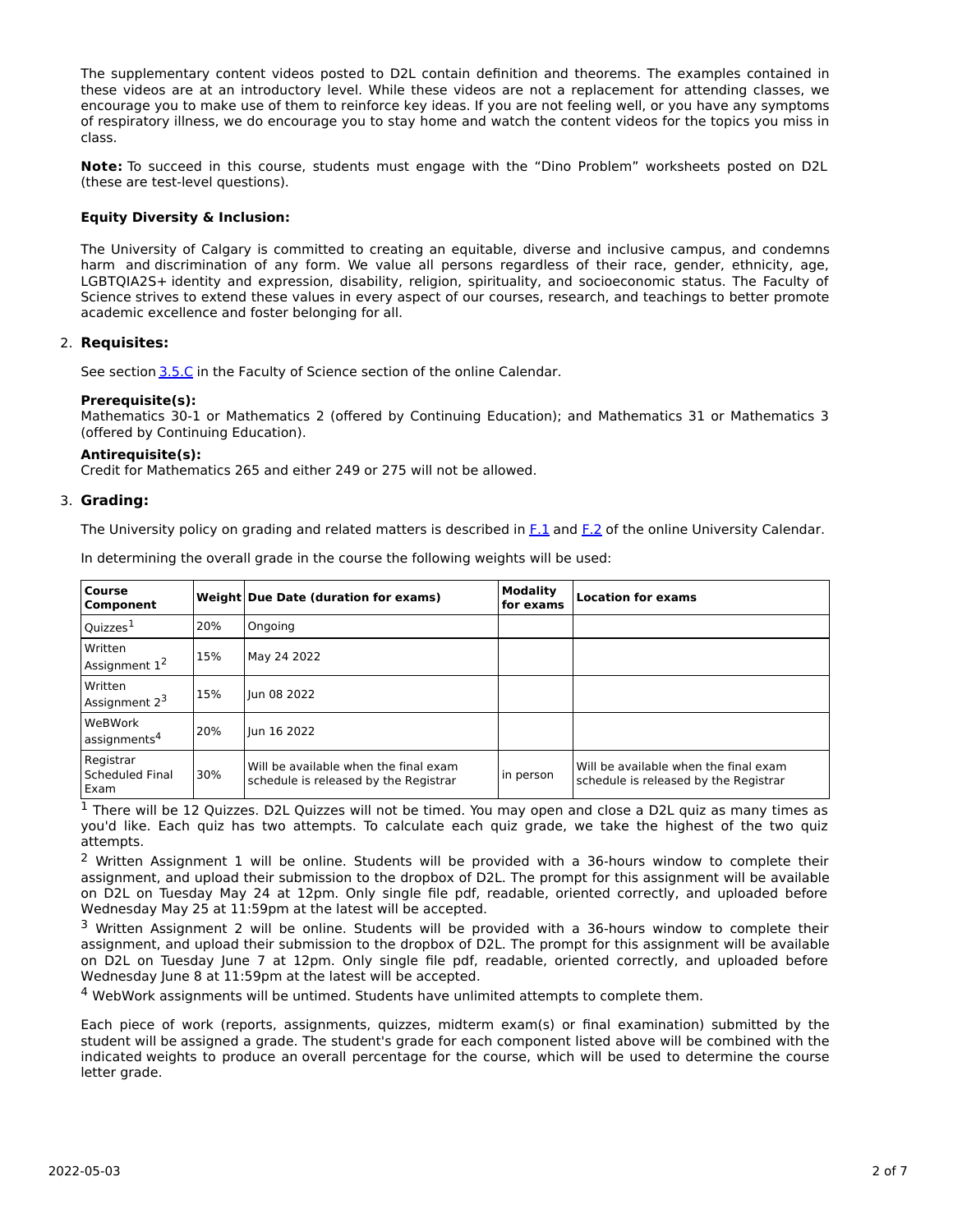The supplementary content videos posted to D2L contain definition and theorems. The examples contained in these videos are at an introductory level. While these videos are not a replacement for attending classes, we encourage you to make use of them to reinforce key ideas. If you are not feeling well, or you have any symptoms of respiratory illness, we do encourage you to stay home and watch the content videos for the topics you miss in class.

**Note:** To succeed in this course, students must engage with the "Dino Problem" worksheets posted on D2L (these are test-level questions).

**Equity Diversity & Inclusion:**

The University of Calgary is committed to creating an equitable, diverse and inclusive campus, and condemns harm and discrimination of any form. We value all persons regardless of their race, gender, ethnicity, age, LGBTQIA2S+ identity and expression, disability, religion, spirituality, and socioeconomic status. The Faculty of Science strives to extend these values in every aspect of our courses, research, and teachings to better promote academic excellence and foster belonging for all.

## 2. Requisites:

See section 3.5.C in the Faculty of Science section of the online Calendar.

**Prerequisite(s):**
Mathematics 30-1 or Mathematics 2 (offered by Continuing Education); and Mathematics 31 or Mathematics 3 (offered by Continuing Education).

**Antirequisite(s):**
Credit for Mathematics 265 and either 249 or 275 will not be allowed.

## 3. Grading:

The University policy on grading and related matters is described in F.1 and F.2 of the online University Calendar.

In determining the overall grade in the course the following weights will be used:

| Course Component | Weight | Due Date (duration for exams) | Modality for exams | Location for exams |
|---|---|---|---|---|
| Quizzes[1] | 20% | Ongoing | | |
| Written Assignment 1[2] | 15% | May 24 2022 | | |
| Written Assignment 2[3] | 15% | Jun 08 2022 | | |
| WeBWork assignments[4] | 20% | Jun 16 2022 | | |
| Registrar Scheduled Final Exam | 30% | Will be available when the final exam schedule is released by the Registrar | in person | Will be available when the final exam schedule is released by the Registrar |

[1] There will be 12 Quizzes. D2L Quizzes will not be timed. You may open and close a D2L quiz as many times as you'd like. Each quiz has two attempts. To calculate each quiz grade, we take the highest of the two quiz attempts.

[2] Written Assignment 1 will be online. Students will be provided with a 36-hours window to complete their assignment, and upload their submission to the dropbox of D2L. The prompt for this assignment will be available on D2L on Tuesday May 24 at 12pm. Only single file pdf, readable, oriented correctly, and uploaded before Wednesday May 25 at 11:59pm at the latest will be accepted.

[3] Written Assignment 2 will be online. Students will be provided with a 36-hours window to complete their assignment, and upload their submission to the dropbox of D2L. The prompt for this assignment will be available on D2L on Tuesday June 7 at 12pm. Only single file pdf, readable, oriented correctly, and uploaded before Wednesday June 8 at 11:59pm at the latest will be accepted.

[4] WebWork assignments will be untimed. Students have unlimited attempts to complete them.

Each piece of work (reports, assignments, quizzes, midterm exam(s) or final examination) submitted by the student will be assigned a grade. The student's grade for each component listed above will be combined with the indicated weights to produce an overall percentage for the course, which will be used to determine the course letter grade.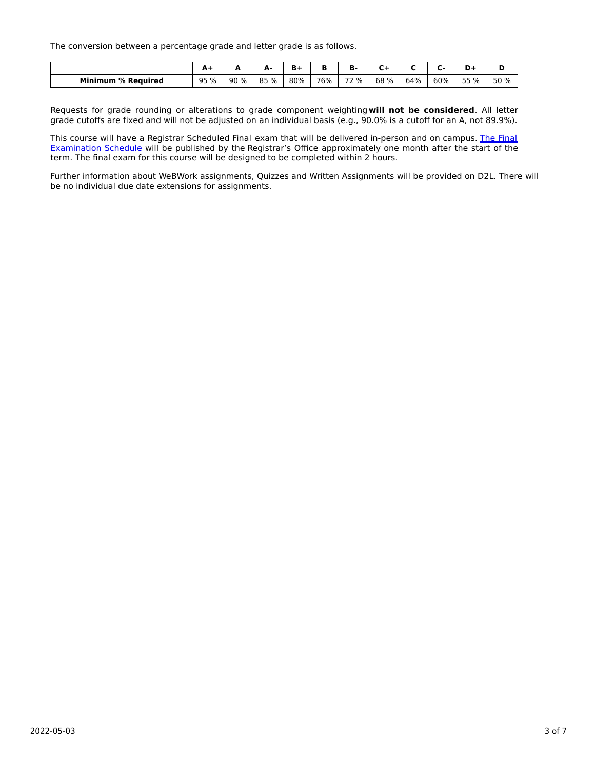The conversion between a percentage grade and letter grade is as follows.

| | A+ | A | A- | B+ | B | B- | C+ | C | C- | D+ | D |
|---|---|---|---|---|---|---|---|---|---|---|---|
| **Minimum % Required** | 95 % | 90 % | 85 % | 80% | 76% | 72 % | 68 % | 64% | 60% | 55 % | 50 % |

Requests for grade rounding or alterations to grade component weighting **will not be considered**. All letter grade cutoffs are fixed and will not be adjusted on an individual basis (e.g., 90.0% is a cutoff for an A, not 89.9%).

This course will have a Registrar Scheduled Final exam that will be delivered in-person and on campus. [The Final Examination Schedule] will be published by the Registrar's Office approximately one month after the start of the term. The final exam for this course will be designed to be completed within 2 hours.

Further information about WeBWork assignments, Quizzes and Written Assignments will be provided on D2L. There will be no individual due date extensions for assignments.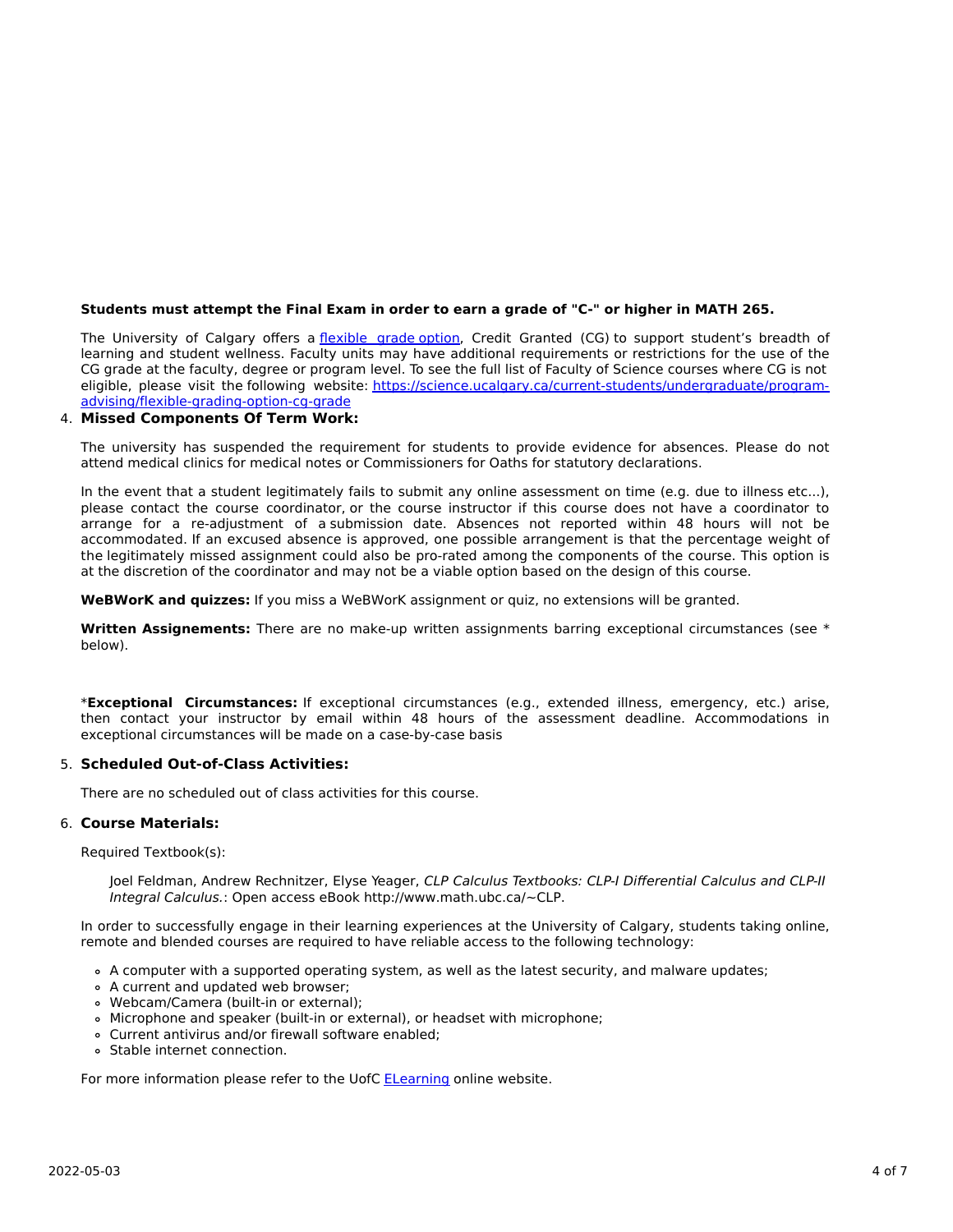**Students must attempt the Final Exam in order to earn a grade of "C-" or higher in MATH 265.**

The University of Calgary offers a [flexible grade option](), Credit Granted (CG) to support student's breadth of learning and student wellness. Faculty units may have additional requirements or restrictions for the use of the CG grade at the faculty, degree or program level. To see the full list of Faculty of Science courses where CG is not eligible, please visit the following website: [https://science.ucalgary.ca/current-students/undergraduate/program-advising/flexible-grading-option-cg-grade](https://science.ucalgary.ca/current-students/undergraduate/program-advising/flexible-grading-option-cg-grade)

4. **Missed Components Of Term Work:**

The university has suspended the requirement for students to provide evidence for absences. Please do not attend medical clinics for medical notes or Commissioners for Oaths for statutory declarations.

In the event that a student legitimately fails to submit any online assessment on time (e.g. due to illness etc...), please contact the course coordinator, or the course instructor if this course does not have a coordinator to arrange for a re-adjustment of a submission date. Absences not reported within 48 hours will not be accommodated. If an excused absence is approved, one possible arrangement is that the percentage weight of the legitimately missed assignment could also be pro-rated among the components of the course. This option is at the discretion of the coordinator and may not be a viable option based on the design of this course.

**WeBWorK and quizzes:** If you miss a WeBWorK assignment or quiz, no extensions will be granted.

**Written Assignements:** There are no make-up written assignments barring exceptional circumstances (see * below).

\***Exceptional Circumstances:** If exceptional circumstances (e.g., extended illness, emergency, etc.) arise, then contact your instructor by email within 48 hours of the assessment deadline. Accommodations in exceptional circumstances will be made on a case-by-case basis

5. **Scheduled Out-of-Class Activities:**

There are no scheduled out of class activities for this course.

6. **Course Materials:**

Required Textbook(s):

> Joel Feldman, Andrew Rechnitzer, Elyse Yeager, *CLP Calculus Textbooks: CLP-I Differential Calculus and CLP-II Integral Calculus.*: Open access eBook http://www.math.ubc.ca/~CLP.

In order to successfully engage in their learning experiences at the University of Calgary, students taking online, remote and blended courses are required to have reliable access to the following technology:

- A computer with a supported operating system, as well as the latest security, and malware updates;
- A current and updated web browser;
- Webcam/Camera (built-in or external);
- Microphone and speaker (built-in or external), or headset with microphone;
- Current antivirus and/or firewall software enabled;
- Stable internet connection.

For more information please refer to the UofC [ELearning]() online website.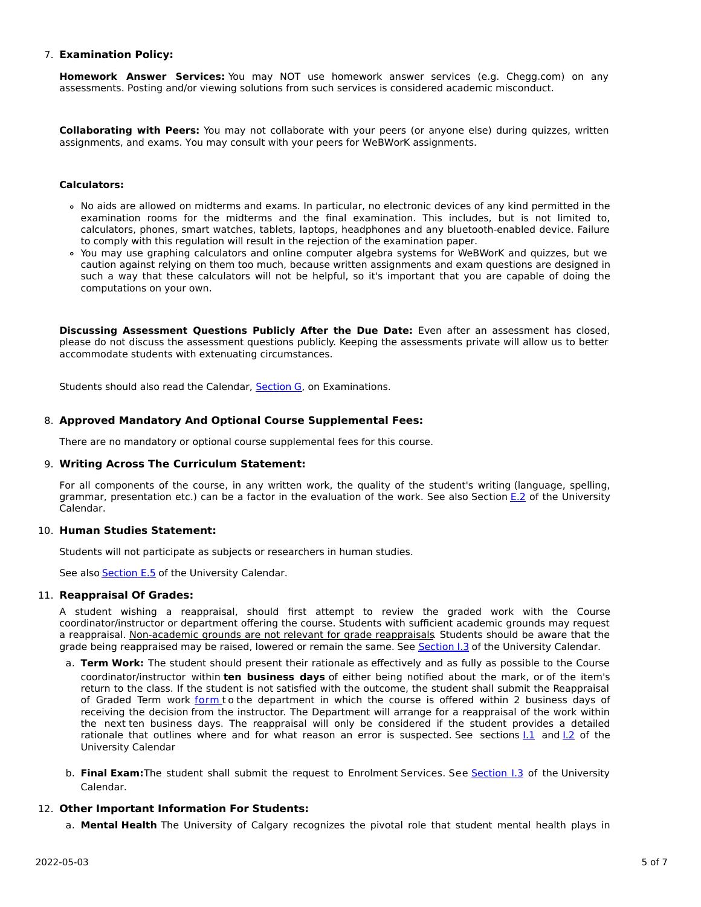7. **Examination Policy:**

   **Homework Answer Services:** You may NOT use homework answer services (e.g. Chegg.com) on any assessments. Posting and/or viewing solutions from such services is considered academic misconduct.

   **Collaborating with Peers:** You may not collaborate with your peers (or anyone else) during quizzes, written assignments, and exams. You may consult with your peers for WeBWorK assignments.

   **Calculators:**

   - No aids are allowed on midterms and exams. In particular, no electronic devices of any kind permitted in the examination rooms for the midterms and the final examination. This includes, but is not limited to, calculators, phones, smart watches, tablets, laptops, headphones and any bluetooth-enabled device. Failure to comply with this regulation will result in the rejection of the examination paper.
   - You may use graphing calculators and online computer algebra systems for WeBWorK and quizzes, but we caution against relying on them too much, because written assignments and exam questions are designed in such a way that these calculators will not be helpful, so it's important that you are capable of doing the computations on your own.

   **Discussing Assessment Questions Publicly After the Due Date:** Even after an assessment has closed, please do not discuss the assessment questions publicly. Keeping the assessments private will allow us to better accommodate students with extenuating circumstances.

   Students should also read the Calendar, Section G, on Examinations.

8. **Approved Mandatory And Optional Course Supplemental Fees:**

   There are no mandatory or optional course supplemental fees for this course.

9. **Writing Across The Curriculum Statement:**

   For all components of the course, in any written work, the quality of the student's writing (language, spelling, grammar, presentation etc.) can be a factor in the evaluation of the work. See also Section E.2 of the University Calendar.

10. **Human Studies Statement:**

    Students will not participate as subjects or researchers in human studies.

    See also Section E.5 of the University Calendar.

11. **Reappraisal Of Grades:**

    A student wishing a reappraisal, should first attempt to review the graded work with the Course coordinator/instructor or department offering the course. Students with sufficient academic grounds may request a reappraisal. Non-academic grounds are not relevant for grade reappraisals. Students should be aware that the grade being reappraised may be raised, lowered or remain the same. See Section I.3 of the University Calendar.

    a. **Term Work:** The student should present their rationale as effectively and as fully as possible to the Course coordinator/instructor within **ten business days** of either being notified about the mark, or of the item's return to the class. If the student is not satisfied with the outcome, the student shall submit the Reappraisal of Graded Term work form to the department in which the course is offered within 2 business days of receiving the decision from the instructor. The Department will arrange for a reappraisal of the work within the next ten business days. The reappraisal will only be considered if the student provides a detailed rationale that outlines where and for what reason an error is suspected. See sections I.1 and I.2 of the University Calendar

    b. **Final Exam:** The student shall submit the request to Enrolment Services. See Section I.3 of the University Calendar.

12. **Other Important Information For Students:**

    a. **Mental Health** The University of Calgary recognizes the pivotal role that student mental health plays in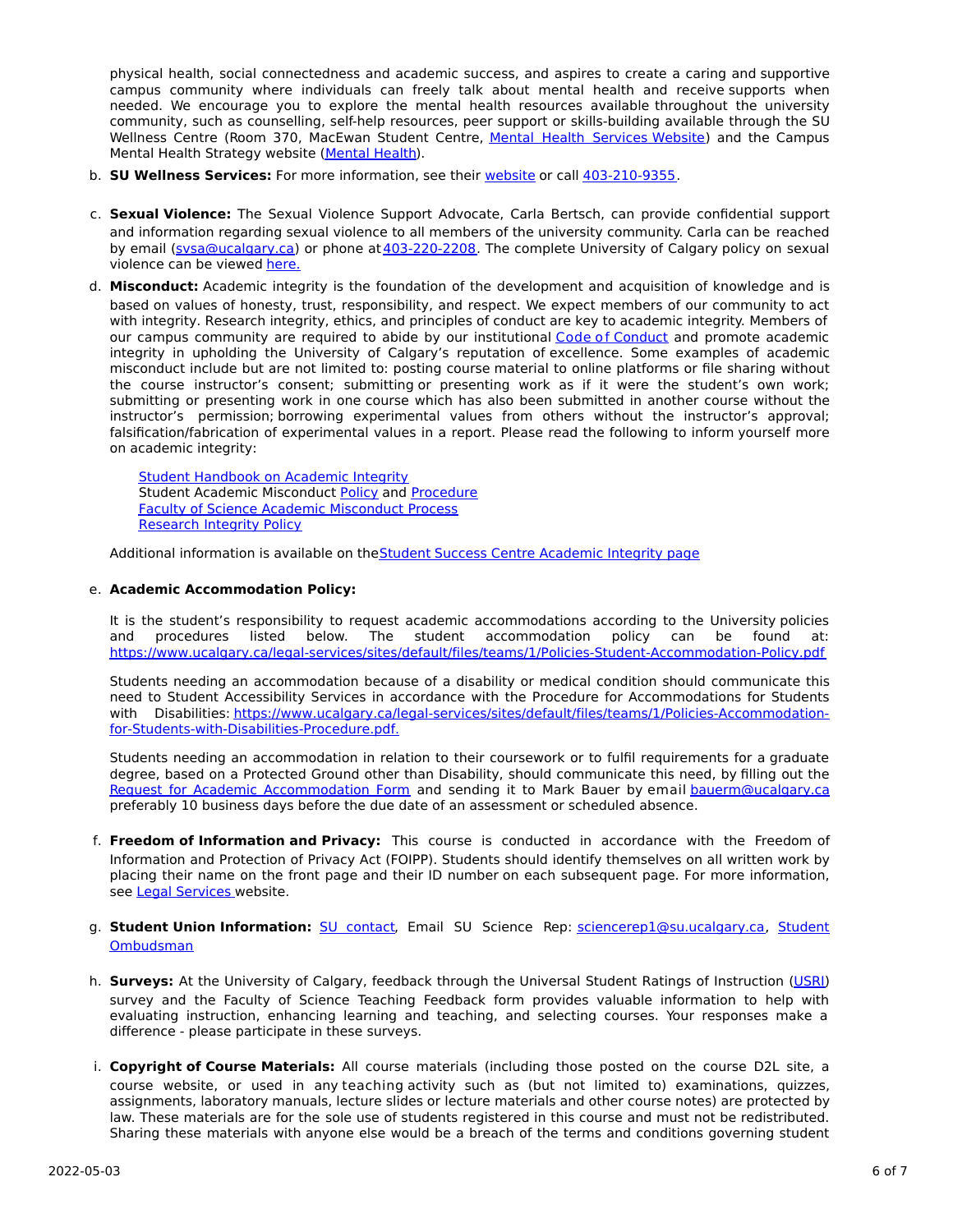physical health, social connectedness and academic success, and aspires to create a caring and supportive campus community where individuals can freely talk about mental health and receive supports when needed. We encourage you to explore the mental health resources available throughout the university community, such as counselling, self-help resources, peer support or skills-building available through the SU Wellness Centre (Room 370, MacEwan Student Centre, Mental Health Services Website) and the Campus Mental Health Strategy website (Mental Health).

b. **SU Wellness Services:** For more information, see their website or call 403-210-9355.

c. **Sexual Violence:** The Sexual Violence Support Advocate, Carla Bertsch, can provide confidential support and information regarding sexual violence to all members of the university community. Carla can be reached by email (svsa@ucalgary.ca) or phone at 403-220-2208. The complete University of Calgary policy on sexual violence can be viewed here.

d. **Misconduct:** Academic integrity is the foundation of the development and acquisition of knowledge and is based on values of honesty, trust, responsibility, and respect. We expect members of our community to act with integrity. Research integrity, ethics, and principles of conduct are key to academic integrity. Members of our campus community are required to abide by our institutional Code of Conduct and promote academic integrity in upholding the University of Calgary's reputation of excellence. Some examples of academic misconduct include but are not limited to: posting course material to online platforms or file sharing without the course instructor's consent; submitting or presenting work as if it were the student's own work; submitting or presenting work in one course which has also been submitted in another course without the instructor's permission; borrowing experimental values from others without the instructor's approval; falsification/fabrication of experimental values in a report. Please read the following to inform yourself more on academic integrity:

   Student Handbook on Academic Integrity
   Student Academic Misconduct Policy and Procedure
   Faculty of Science Academic Misconduct Process
   Research Integrity Policy

   Additional information is available on the Student Success Centre Academic Integrity page

e. **Academic Accommodation Policy:**

   It is the student's responsibility to request academic accommodations according to the University policies and procedures listed below. The student accommodation policy can be found at: https://www.ucalgary.ca/legal-services/sites/default/files/teams/1/Policies-Student-Accommodation-Policy.pdf

   Students needing an accommodation because of a disability or medical condition should communicate this need to Student Accessibility Services in accordance with the Procedure for Accommodations for Students with Disabilities: https://www.ucalgary.ca/legal-services/sites/default/files/teams/1/Policies-Accommodation-for-Students-with-Disabilities-Procedure.pdf.

   Students needing an accommodation in relation to their coursework or to fulfil requirements for a graduate degree, based on a Protected Ground other than Disability, should communicate this need, by filling out the Request for Academic Accommodation Form and sending it to Mark Bauer by email bauerm@ucalgary.ca preferably 10 business days before the due date of an assessment or scheduled absence.

f. **Freedom of Information and Privacy:** This course is conducted in accordance with the Freedom of Information and Protection of Privacy Act (FOIPP). Students should identify themselves on all written work by placing their name on the front page and their ID number on each subsequent page. For more information, see Legal Services website.

g. **Student Union Information:** SU contact, Email SU Science Rep: sciencerep1@su.ucalgary.ca, Student Ombudsman

h. **Surveys:** At the University of Calgary, feedback through the Universal Student Ratings of Instruction (USRI) survey and the Faculty of Science Teaching Feedback form provides valuable information to help with evaluating instruction, enhancing learning and teaching, and selecting courses. Your responses make a difference - please participate in these surveys.

i. **Copyright of Course Materials:** All course materials (including those posted on the course D2L site, a course website, or used in any teaching activity such as (but not limited to) examinations, quizzes, assignments, laboratory manuals, lecture slides or lecture materials and other course notes) are protected by law. These materials are for the sole use of students registered in this course and must not be redistributed. Sharing these materials with anyone else would be a breach of the terms and conditions governing student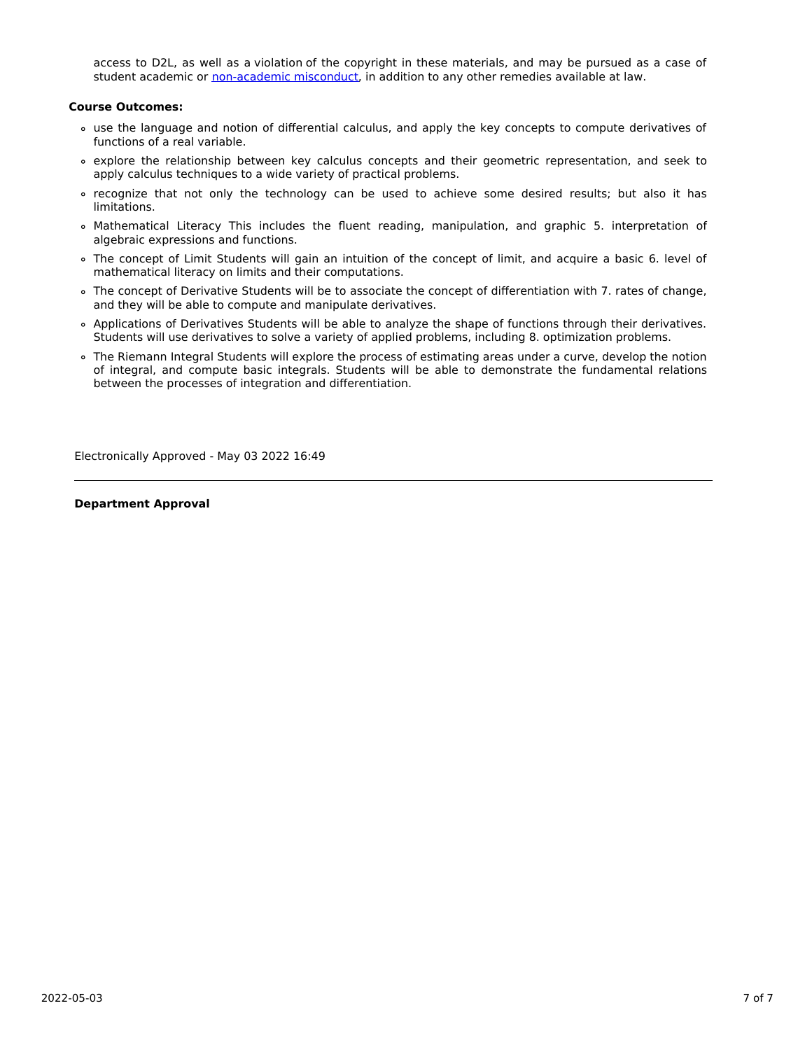access to D2L, as well as a violation of the copyright in these materials, and may be pursued as a case of student academic or [non-academic misconduct](), in addition to any other remedies available at law.

**Course Outcomes:**

- use the language and notion of differential calculus, and apply the key concepts to compute derivatives of functions of a real variable.
- explore the relationship between key calculus concepts and their geometric representation, and seek to apply calculus techniques to a wide variety of practical problems.
- recognize that not only the technology can be used to achieve some desired results; but also it has limitations.
- Mathematical Literacy This includes the fluent reading, manipulation, and graphic 5. interpretation of algebraic expressions and functions.
- The concept of Limit Students will gain an intuition of the concept of limit, and acquire a basic 6. level of mathematical literacy on limits and their computations.
- The concept of Derivative Students will be to associate the concept of differentiation with 7. rates of change, and they will be able to compute and manipulate derivatives.
- Applications of Derivatives Students will be able to analyze the shape of functions through their derivatives. Students will use derivatives to solve a variety of applied problems, including 8. optimization problems.
- The Riemann Integral Students will explore the process of estimating areas under a curve, develop the notion of integral, and compute basic integrals. Students will be able to demonstrate the fundamental relations between the processes of integration and differentiation.

Electronically Approved - May 03 2022 16:49

---

**Department Approval**